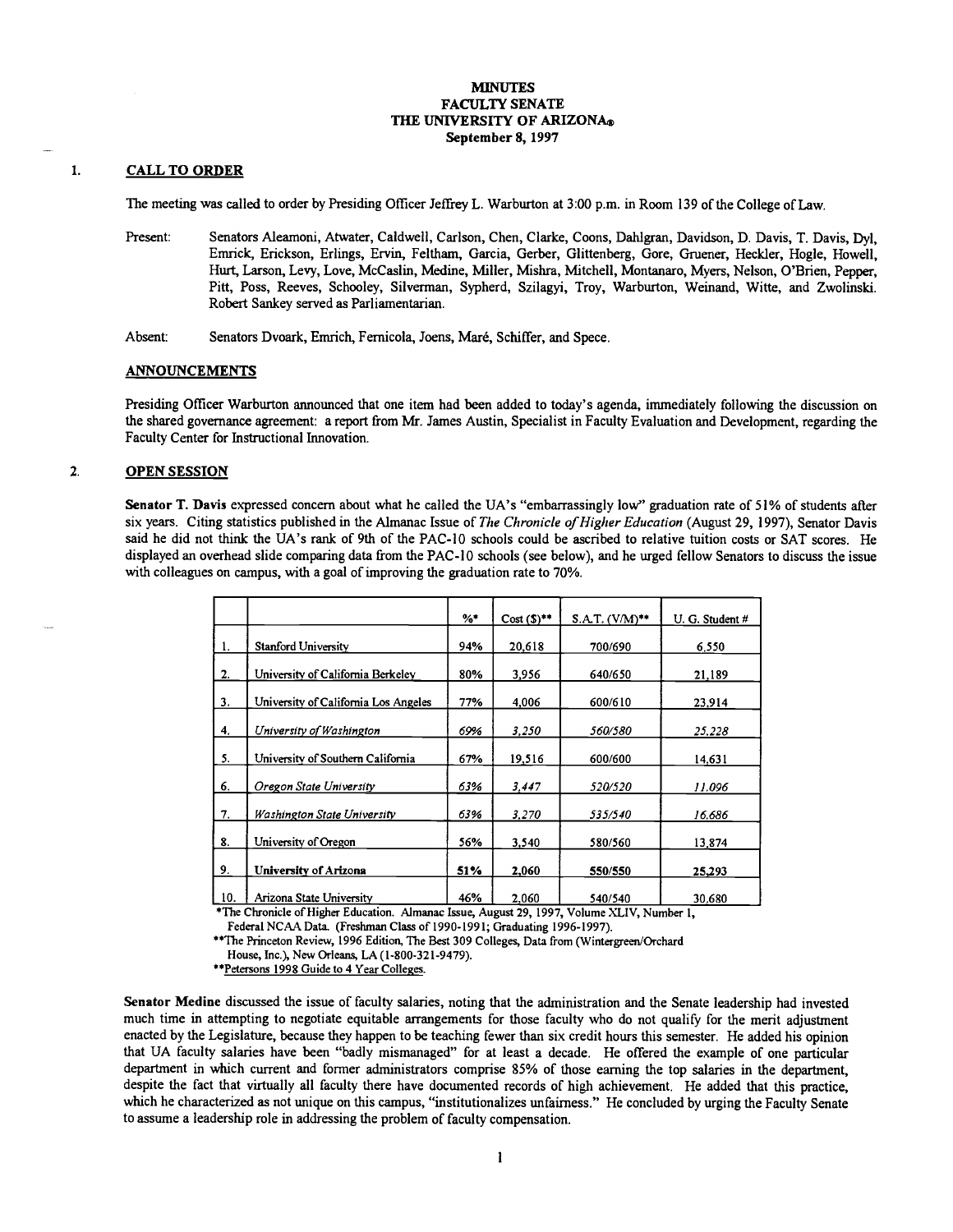# MINUTES
## FACULTY SENATE
## THE UNIVERSITY OF ARIZONA®
### September 8, 1997

## 1. CALL TO ORDER

The meeting was called to order by Presiding Officer Jeffrey L. Warburton at 3:00 p.m. in Room 139 of the College of Law.

Present: Senators Aleamoni, Atwater, Caldwell, Carlson, Chen, Clarke, Coons, Dahlgran, Davidson, D. Davis, T. Davis, Dyl, Emrick, Erickson, Erlings, Ervin, Feltham, Garcia, Gerber, Glittenberg, Gore, Gruener, Heckler, Hogle, Howell, Hurt, Larson, Levy, Love, McCaslin, Medine, Miller, Mishra, Mitchell, Montanaro, Myers, Nelson, O'Brien, Pepper, Pitt, Poss, Reeves, Schooley, Silverman, Sypherd, Szilagyi, Troy, Warburton, Weinand, Witte, and Zwolinski. Robert Sankey served as Parliamentarian.

Absent: Senators Dvoark, Emrich, Fernicola, Joens, Maré, Schiffer, and Spece.

### ANNOUNCEMENTS

Presiding Officer Warburton announced that one item had been added to today's agenda, immediately following the discussion on the shared governance agreement: a report from Mr. James Austin, Specialist in Faculty Evaluation and Development, regarding the Faculty Center for Instructional Innovation.

## 2. OPEN SESSION

**Senator T. Davis** expressed concern about what he called the UA's "embarrassingly low" graduation rate of 51% of students after six years. Citing statistics published in the Almanac Issue of *The Chronicle of Higher Education* (August 29, 1997), Senator Davis said he did not think the UA's rank of 9th of the PAC-10 schools could be ascribed to relative tuition costs or SAT scores. He displayed an overhead slide comparing data from the PAC-10 schools (see below), and he urged fellow Senators to discuss the issue with colleagues on campus, with a goal of improving the graduation rate to 70%.

| | | %* | Cost ($)** | S.A.T. (V/M)** | U. G. Student # |
|---|---|---|---|---|---|
| 1. | Stanford University | 94% | 20,618 | 700/690 | 6,550 |
| 2. | University of California Berkeley | 80% | 3,956 | 640/650 | 21,189 |
| 3. | University of California Los Angeles | 77% | 4,006 | 600/610 | 23,914 |
| 4. | *University of Washington* | *69%* | *3,250* | *560/580* | *25,228* |
| 5. | University of Southern California | 67% | 19,516 | 600/600 | 14,631 |
| 6. | *Oregon State University* | *63%* | *3,447* | *520/520* | *11,096* |
| 7. | *Washington State University* | *63%* | *3,270* | *535/540* | *16,686* |
| 8. | University of Oregon | 56% | 3,540 | 580/560 | 13,874 |
| 9. | **University of Arizona** | **51%** | **2,060** | **550/550** | **25,293** |
| 10. | Arizona State University | 46% | 2,060 | 540/540 | 30,680 |

*The Chronicle of Higher Education. Almanac Issue, August 29, 1997, Volume XLIV, Number 1, Federal NCAA Data. (Freshman Class of 1990-1991; Graduating 1996-1997).

**The Princeton Review, 1996 Edition, The Best 309 Colleges, Data from (Wintergreen/Orchard House, Inc.), New Orleans, LA (1-800-321-9479).

**Petersons 1998 Guide to 4 Year Colleges.

**Senator Medine** discussed the issue of faculty salaries, noting that the administration and the Senate leadership had invested much time in attempting to negotiate equitable arrangements for those faculty who do not qualify for the merit adjustment enacted by the Legislature, because they happen to be teaching fewer than six credit hours this semester. He added his opinion that UA faculty salaries have been "badly mismanaged" for at least a decade. He offered the example of one particular department in which current and former administrators comprise 85% of those earning the top salaries in the department, despite the fact that virtually all faculty there have documented records of high achievement. He added that this practice, which he characterized as not unique on this campus, "institutionalizes unfairness." He concluded by urging the Faculty Senate to assume a leadership role in addressing the problem of faculty compensation.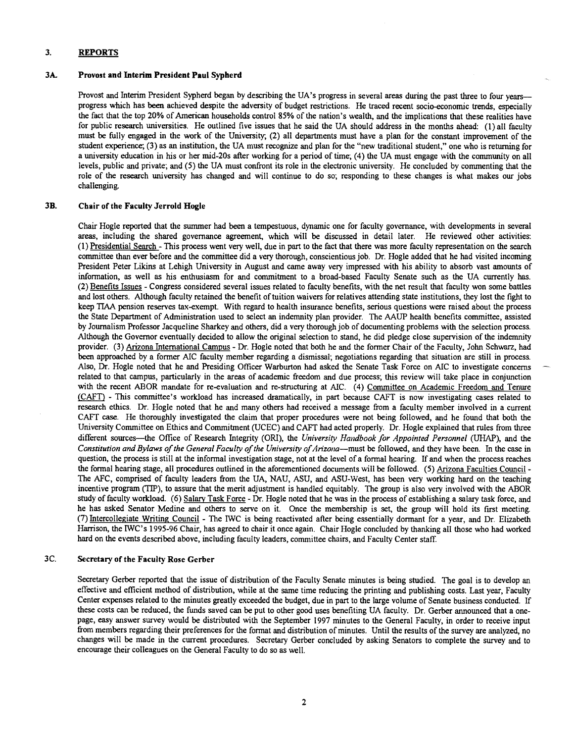## 3. REPORTS

### 3A. Provost and Interim President Paul Sypherd

Provost and Interim President Sypherd began by describing the UA's progress in several areas during the past three to four years—progress which has been achieved despite the adversity of budget restrictions. He traced recent socio-economic trends, especially the fact that the top 20% of American households control 85% of the nation's wealth, and the implications that these realities have for public research universities. He outlined five issues that he said the UA should address in the months ahead: (1) all faculty must be fully engaged in the work of the University; (2) all departments must have a plan for the constant improvement of the student experience; (3) as an institution, the UA must recognize and plan for the "new traditional student," one who is returning for a university education in his or her mid-20s after working for a period of time; (4) the UA must engage with the community on all levels, public and private; and (5) the UA must confront its role in the electronic university. He concluded by commenting that the role of the research university has changed and will continue to do so; responding to these changes is what makes our jobs challenging.

### 3B. Chair of the Faculty Jerrold Hogle

Chair Hogle reported that the summer had been a tempestuous, dynamic one for faculty governance, with developments in several areas, including the shared governance agreement, which will be discussed in detail later. He reviewed other activities: (1) Presidential Search - This process went very well, due in part to the fact that there was more faculty representation on the search committee than ever before and the committee did a very thorough, conscientious job. Dr. Hogle added that he had visited incoming President Peter Likins at Lehigh University in August and came away very impressed with his ability to absorb vast amounts of information, as well as his enthusiasm for and commitment to a broad-based Faculty Senate such as the UA currently has. (2) Benefits Issues - Congress considered several issues related to faculty benefits, with the net result that faculty won some battles and lost others. Although faculty retained the benefit of tuition waivers for relatives attending state institutions, they lost the fight to keep TIAA pension reserves tax-exempt. With regard to health insurance benefits, serious questions were raised about the process the State Department of Administration used to select an indemnity plan provider. The AAUP health benefits committee, assisted by Journalism Professor Jacqueline Sharkey and others, did a very thorough job of documenting problems with the selection process. Although the Governor eventually decided to allow the original selection to stand, he did pledge close supervision of the indemnity provider. (3) Arizona International Campus - Dr. Hogle noted that both he and the former Chair of the Faculty, John Schwarz, had been approached by a former AIC faculty member regarding a dismissal; negotiations regarding that situation are still in process. Also, Dr. Hogle noted that he and Presiding Officer Warburton had asked the Senate Task Force on AIC to investigate concerns related to that campus, particularly in the areas of academic freedom and due process; this review will take place in conjunction with the recent ABOR mandate for re-evaluation and re-structuring at AIC. (4) Committee on Academic Freedom and Tenure (CAFT) - This committee's workload has increased dramatically, in part because CAFT is now investigating cases related to research ethics. Dr. Hogle noted that he and many others had received a message from a faculty member involved in a current CAFT case. He thoroughly investigated the claim that proper procedures were not being followed, and he found that both the University Committee on Ethics and Commitment (UCEC) and CAFT had acted properly. Dr. Hogle explained that rules from three different sources—the Office of Research Integrity (ORI), the *University Handbook for Appointed Personnel* (UHAP), and the *Constitution and Bylaws of the General Faculty of the University of Arizona*—must be followed, and they have been. In the case in question, the process is still at the informal investigation stage, not at the level of a formal hearing. If and when the process reaches the formal hearing stage, all procedures outlined in the aforementioned documents will be followed. (5) Arizona Faculties Council - The AFC, comprised of faculty leaders from the UA, NAU, ASU, and ASU-West, has been very working hard on the teaching incentive program (TIP), to assure that the merit adjustment is handled equitably. The group is also very involved with the ABOR study of faculty workload. (6) Salary Task Force - Dr. Hogle noted that he was in the process of establishing a salary task force, and he has asked Senator Medine and others to serve on it. Once the membership is set, the group will hold its first meeting. (7) Intercollegiate Writing Council - The IWC is being reactivated after being essentially dormant for a year, and Dr. Elizabeth Harrison, the IWC's 1995-96 Chair, has agreed to chair it once again. Chair Hogle concluded by thanking all those who had worked hard on the events described above, including faculty leaders, committee chairs, and Faculty Center staff.

### 3C. Secretary of the Faculty Rose Gerber

Secretary Gerber reported that the issue of distribution of the Faculty Senate minutes is being studied. The goal is to develop an effective and efficient method of distribution, while at the same time reducing the printing and publishing costs. Last year, Faculty Center expenses related to the minutes greatly exceeded the budget, due in part to the large volume of Senate business conducted. If these costs can be reduced, the funds saved can be put to other good uses benefiting UA faculty. Dr. Gerber announced that a one-page, easy answer survey would be distributed with the September 1997 minutes to the General Faculty, in order to receive input from members regarding their preferences for the format and distribution of minutes. Until the results of the survey are analyzed, no changes will be made in the current procedures. Secretary Gerber concluded by asking Senators to complete the survey and to encourage their colleagues on the General Faculty to do so as well.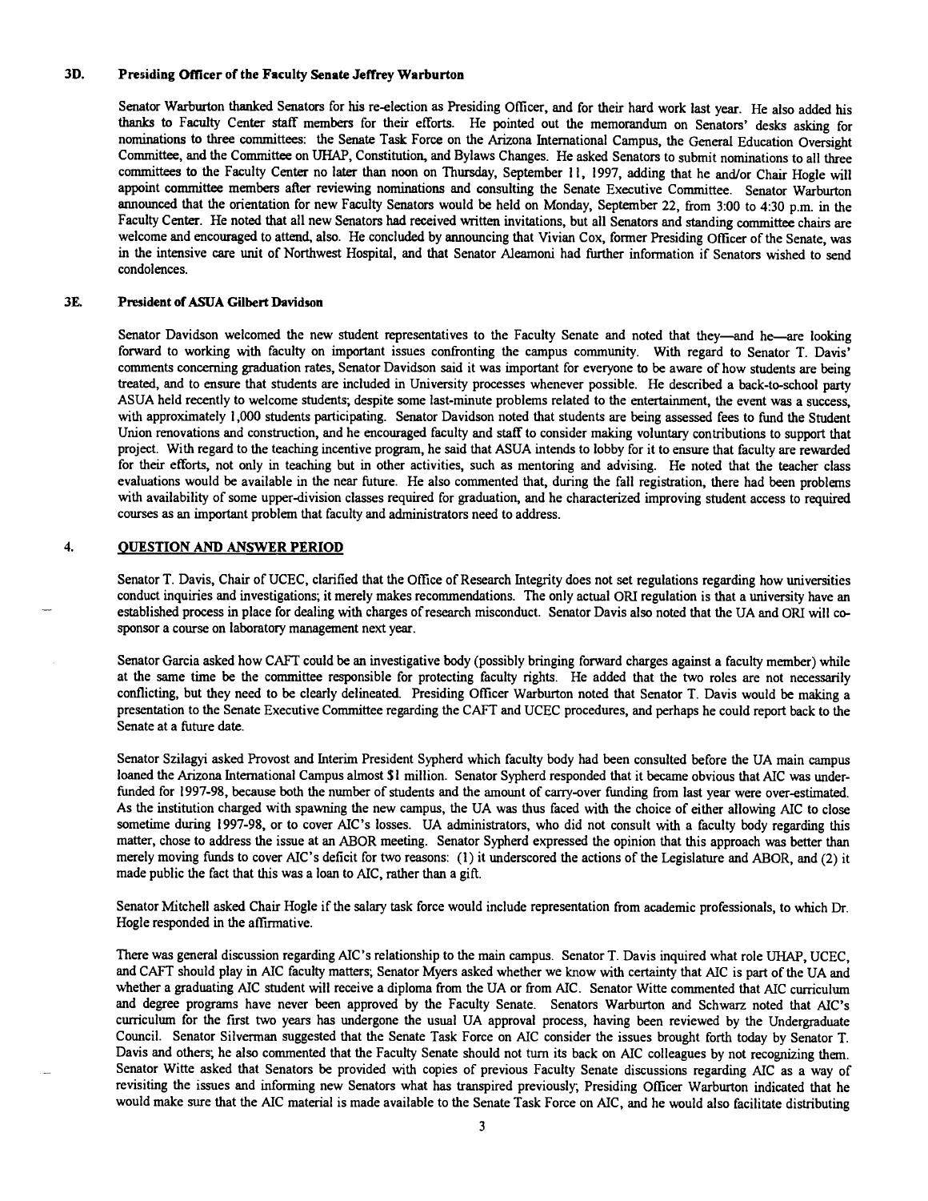### 3D. Presiding Officer of the Faculty Senate Jeffrey Warburton

Senator Warburton thanked Senators for his re-election as Presiding Officer, and for their hard work last year. He also added his thanks to Faculty Center staff members for their efforts. He pointed out the memorandum on Senators' desks asking for nominations to three committees: the Senate Task Force on the Arizona International Campus, the General Education Oversight Committee, and the Committee on UHAP, Constitution, and Bylaws Changes. He asked Senators to submit nominations to all three committees to the Faculty Center no later than noon on Thursday, September 11, 1997, adding that he and/or Chair Hogle will appoint committee members after reviewing nominations and consulting the Senate Executive Committee. Senator Warburton announced that the orientation for new Faculty Senators would be held on Monday, September 22, from 3:00 to 4:30 p.m. in the Faculty Center. He noted that all new Senators had received written invitations, but all Senators and standing committee chairs are welcome and encouraged to attend, also. He concluded by announcing that Vivian Cox, former Presiding Officer of the Senate, was in the intensive care unit of Northwest Hospital, and that Senator Aleamoni had further information if Senators wished to send condolences.

### 3E. President of ASUA Gilbert Davidson

Senator Davidson welcomed the new student representatives to the Faculty Senate and noted that they—and he—are looking forward to working with faculty on important issues confronting the campus community. With regard to Senator T. Davis' comments concerning graduation rates, Senator Davidson said it was important for everyone to be aware of how students are being treated, and to ensure that students are included in University processes whenever possible. He described a back-to-school party ASUA held recently to welcome students; despite some last-minute problems related to the entertainment, the event was a success, with approximately 1,000 students participating. Senator Davidson noted that students are being assessed fees to fund the Student Union renovations and construction, and he encouraged faculty and staff to consider making voluntary contributions to support that project. With regard to the teaching incentive program, he said that ASUA intends to lobby for it to ensure that faculty are rewarded for their efforts, not only in teaching but in other activities, such as mentoring and advising. He noted that the teacher class evaluations would be available in the near future. He also commented that, during the fall registration, there had been problems with availability of some upper-division classes required for graduation, and he characterized improving student access to required courses as an important problem that faculty and administrators need to address.

## 4. QUESTION AND ANSWER PERIOD

Senator T. Davis, Chair of UCEC, clarified that the Office of Research Integrity does not set regulations regarding how universities conduct inquiries and investigations; it merely makes recommendations. The only actual ORI regulation is that a university have an established process in place for dealing with charges of research misconduct. Senator Davis also noted that the UA and ORI will co-sponsor a course on laboratory management next year.

Senator Garcia asked how CAFT could be an investigative body (possibly bringing forward charges against a faculty member) while at the same time be the committee responsible for protecting faculty rights. He added that the two roles are not necessarily conflicting, but they need to be clearly delineated. Presiding Officer Warburton noted that Senator T. Davis would be making a presentation to the Senate Executive Committee regarding the CAFT and UCEC procedures, and perhaps he could report back to the Senate at a future date.

Senator Szilagyi asked Provost and Interim President Sypherd which faculty body had been consulted before the UA main campus loaned the Arizona International Campus almost $1 million. Senator Sypherd responded that it became obvious that AIC was under-funded for 1997-98, because both the number of students and the amount of carry-over funding from last year were over-estimated. As the institution charged with spawning the new campus, the UA was thus faced with the choice of either allowing AIC to close sometime during 1997-98, or to cover AIC's losses. UA administrators, who did not consult with a faculty body regarding this matter, chose to address the issue at an ABOR meeting. Senator Sypherd expressed the opinion that this approach was better than merely moving funds to cover AIC's deficit for two reasons: (1) it underscored the actions of the Legislature and ABOR, and (2) it made public the fact that this was a loan to AIC, rather than a gift.

Senator Mitchell asked Chair Hogle if the salary task force would include representation from academic professionals, to which Dr. Hogle responded in the affirmative.

There was general discussion regarding AIC's relationship to the main campus. Senator T. Davis inquired what role UHAP, UCEC, and CAFT should play in AIC faculty matters; Senator Myers asked whether we know with certainty that AIC is part of the UA and whether a graduating AIC student will receive a diploma from the UA or from AIC. Senator Witte commented that AIC curriculum and degree programs have never been approved by the Faculty Senate. Senators Warburton and Schwarz noted that AIC's curriculum for the first two years has undergone the usual UA approval process, having been reviewed by the Undergraduate Council. Senator Silverman suggested that the Senate Task Force on AIC consider the issues brought forth today by Senator T. Davis and others; he also commented that the Faculty Senate should not turn its back on AIC colleagues by not recognizing them. Senator Witte asked that Senators be provided with copies of previous Faculty Senate discussions regarding AIC as a way of revisiting the issues and informing new Senators what has transpired previously; Presiding Officer Warburton indicated that he would make sure that the AIC material is made available to the Senate Task Force on AIC, and he would also facilitate distributing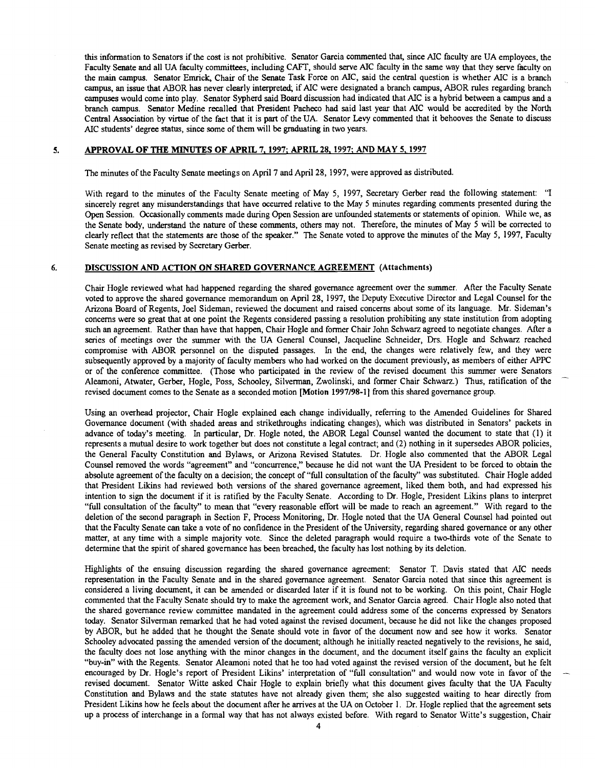this information to Senators if the cost is not prohibitive. Senator Garcia commented that, since AIC faculty are UA employees, the Faculty Senate and all UA faculty committees, including CAFT, should serve AIC faculty in the same way that they serve faculty on the main campus. Senator Emrick, Chair of the Senate Task Force on AIC, said the central question is whether AIC is a branch campus, an issue that ABOR has never clearly interpreted; if AIC were designated a branch campus, ABOR rules regarding branch campuses would come into play. Senator Sypherd said Board discussion had indicated that AIC is a hybrid between a campus and a branch campus. Senator Medine recalled that President Pacheco had said last year that AIC would be accredited by the North Central Association by virtue of the fact that it is part of the UA. Senator Levy commented that it behooves the Senate to discuss AIC students' degree status, since some of them will be graduating in two years.

## 5. APPROVAL OF THE MINUTES OF APRIL 7, 1997; APRIL 28, 1997; AND MAY 5, 1997

The minutes of the Faculty Senate meetings on April 7 and April 28, 1997, were approved as distributed.

With regard to the minutes of the Faculty Senate meeting of May 5, 1997, Secretary Gerber read the following statement: "I sincerely regret any misunderstandings that have occurred relative to the May 5 minutes regarding comments presented during the Open Session. Occasionally comments made during Open Session are unfounded statements or statements of opinion. While we, as the Senate body, understand the nature of these comments, others may not. Therefore, the minutes of May 5 will be corrected to clearly reflect that the statements are those of the speaker." The Senate voted to approve the minutes of the May 5, 1997, Faculty Senate meeting as revised by Secretary Gerber.

## 6. DISCUSSION AND ACTION ON SHARED GOVERNANCE AGREEMENT (Attachments)

Chair Hogle reviewed what had happened regarding the shared governance agreement over the summer. After the Faculty Senate voted to approve the shared governance memorandum on April 28, 1997, the Deputy Executive Director and Legal Counsel for the Arizona Board of Regents, Joel Sideman, reviewed the document and raised concerns about some of its language. Mr. Sideman's concerns were so great that at one point the Regents considered passing a resolution prohibiting any state institution from adopting such an agreement. Rather than have that happen, Chair Hogle and former Chair John Schwarz agreed to negotiate changes. After a series of meetings over the summer with the UA General Counsel, Jacqueline Schneider, Drs. Hogle and Schwarz reached compromise with ABOR personnel on the disputed passages. In the end, the changes were relatively few, and they were subsequently approved by a majority of faculty members who had worked on the document previously, as members of either APPC or of the conference committee. (Those who participated in the review of the revised document this summer were Senators Aleamoni, Atwater, Gerber, Hogle, Poss, Schooley, Silverman, Zwolinski, and former Chair Schwarz.) Thus, ratification of the revised document comes to the Senate as a seconded motion **[Motion 1997/98-1]** from this shared governance group.

Using an overhead projector, Chair Hogle explained each change individually, referring to the Amended Guidelines for Shared Governance document (with shaded areas and strikethroughs indicating changes), which was distributed in Senators' packets in advance of today's meeting. In particular, Dr. Hogle noted, the ABOR Legal Counsel wanted the document to state that (1) it represents a mutual desire to work together but does not constitute a legal contract; and (2) nothing in it supersedes ABOR policies, the General Faculty Constitution and Bylaws, or Arizona Revised Statutes. Dr. Hogle also commented that the ABOR Legal Counsel removed the words "agreement" and "concurrence," because he did not want the UA President to be forced to obtain the absolute agreement of the faculty on a decision; the concept of "full consultation of the faculty" was substituted. Chair Hogle added that President Likins had reviewed both versions of the shared governance agreement, liked them both, and had expressed his intention to sign the document if it is ratified by the Faculty Senate. According to Dr. Hogle, President Likins plans to interpret "full consultation of the faculty" to mean that "every reasonable effort will be made to reach an agreement." With regard to the deletion of the second paragraph in Section F, Process Monitoring, Dr. Hogle noted that the UA General Counsel had pointed out that the Faculty Senate can take a vote of no confidence in the President of the University, regarding shared governance or any other matter, at any time with a simple majority vote. Since the deleted paragraph would require a two-thirds vote of the Senate to determine that the spirit of shared governance has been breached, the faculty has lost nothing by its deletion.

Highlights of the ensuing discussion regarding the shared governance agreement: Senator T. Davis stated that AIC needs representation in the Faculty Senate and in the shared governance agreement. Senator Garcia noted that since this agreement is considered a living document, it can be amended or discarded later if it is found not to be working. On this point, Chair Hogle commented that the Faculty Senate should try to make the agreement work, and Senator Garcia agreed. Chair Hogle also noted that the shared governance review committee mandated in the agreement could address some of the concerns expressed by Senators today. Senator Silverman remarked that he had voted against the revised document, because he did not like the changes proposed by ABOR, but he added that he thought the Senate should vote in favor of the document now and see how it works. Senator Schooley advocated passing the amended version of the document; although he initially reacted negatively to the revisions, he said, the faculty does not lose anything with the minor changes in the document, and the document itself gains the faculty an explicit "buy-in" with the Regents. Senator Aleamoni noted that he too had voted against the revised version of the document, but he felt encouraged by Dr. Hogle's report of President Likins' interpretation of "full consultation" and would now vote in favor of the revised document. Senator Witte asked Chair Hogle to explain briefly what this document gives faculty that the UA Faculty Constitution and Bylaws and the state statutes have not already given them; she also suggested waiting to hear directly from President Likins how he feels about the document after he arrives at the UA on October 1. Dr. Hogle replied that the agreement sets up a process of interchange in a formal way that has not always existed before. With regard to Senator Witte's suggestion, Chair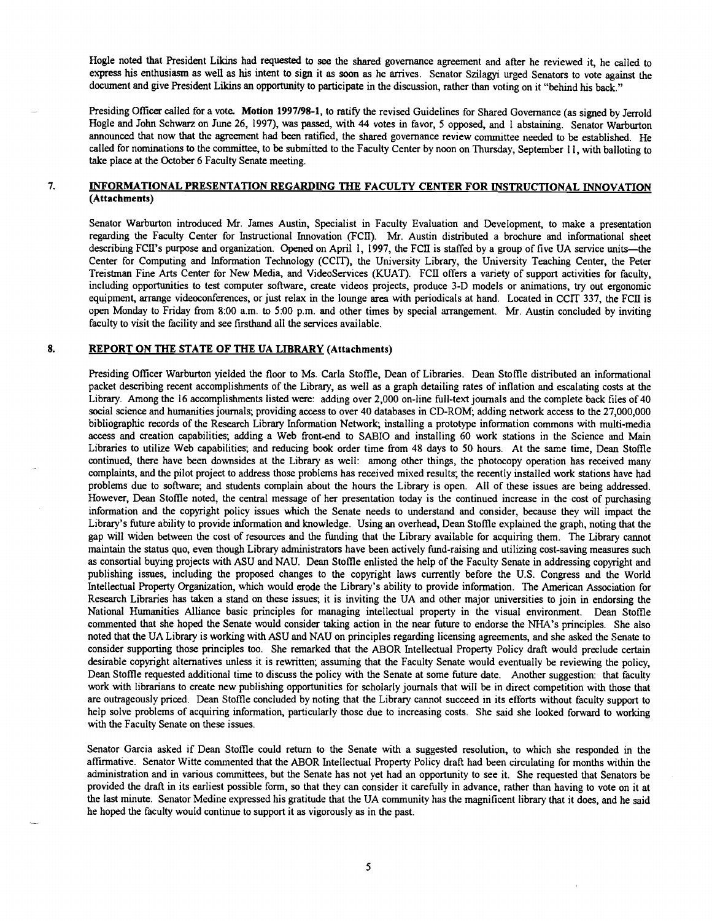Hogle noted that President Likins had requested to see the shared governance agreement and after he reviewed it, he called to express his enthusiasm as well as his intent to sign it as soon as he arrives. Senator Szilagyi urged Senators to vote against the document and give President Likins an opportunity to participate in the discussion, rather than voting on it "behind his back."

Presiding Officer called for a vote. **Motion 1997/98-1**, to ratify the revised Guidelines for Shared Governance (as signed by Jerrold Hogle and John Schwarz on June 26, 1997), was passed, with 44 votes in favor, 5 opposed, and 1 abstaining. Senator Warburton announced that now that the agreement had been ratified, the shared governance review committee needed to be established. He called for nominations to the committee, to be submitted to the Faculty Center by noon on Thursday, September 11, with balloting to take place at the October 6 Faculty Senate meeting.

## 7. INFORMATIONAL PRESENTATION REGARDING THE FACULTY CENTER FOR INSTRUCTIONAL INNOVATION (Attachments)

Senator Warburton introduced Mr. James Austin, Specialist in Faculty Evaluation and Development, to make a presentation regarding the Faculty Center for Instructional Innovation (FCII). Mr. Austin distributed a brochure and informational sheet describing FCII's purpose and organization. Opened on April 1, 1997, the FCII is staffed by a group of five UA service units—the Center for Computing and Information Technology (CCIT), the University Library, the University Teaching Center, the Peter Treistman Fine Arts Center for New Media, and VideoServices (KUAT). FCII offers a variety of support activities for faculty, including opportunities to test computer software, create videos projects, produce 3-D models or animations, try out ergonomic equipment, arrange videoconferences, or just relax in the lounge area with periodicals at hand. Located in CCIT 337, the FCII is open Monday to Friday from 8:00 a.m. to 5:00 p.m. and other times by special arrangement. Mr. Austin concluded by inviting faculty to visit the facility and see firsthand all the services available.

## 8. REPORT ON THE STATE OF THE UA LIBRARY (Attachments)

Presiding Officer Warburton yielded the floor to Ms. Carla Stoffle, Dean of Libraries. Dean Stoffle distributed an informational packet describing recent accomplishments of the Library, as well as a graph detailing rates of inflation and escalating costs at the Library. Among the 16 accomplishments listed were: adding over 2,000 on-line full-text journals and the complete back files of 40 social science and humanities journals; providing access to over 40 databases in CD-ROM; adding network access to the 27,000,000 bibliographic records of the Research Library Information Network; installing a prototype information commons with multi-media access and creation capabilities; adding a Web front-end to SABIO and installing 60 work stations in the Science and Main Libraries to utilize Web capabilities; and reducing book order time from 48 days to 50 hours. At the same time, Dean Stoffle continued, there have been downsides at the Library as well: among other things, the photocopy operation has received many complaints, and the pilot project to address those problems has received mixed results; the recently installed work stations have had problems due to software; and students complain about the hours the Library is open. All of these issues are being addressed. However, Dean Stoffle noted, the central message of her presentation today is the continued increase in the cost of purchasing information and the copyright policy issues which the Senate needs to understand and consider, because they will impact the Library's future ability to provide information and knowledge. Using an overhead, Dean Stoffle explained the graph, noting that the gap will widen between the cost of resources and the funding that the Library available for acquiring them. The Library cannot maintain the status quo, even though Library administrators have been actively fund-raising and utilizing cost-saving measures such as consortial buying projects with ASU and NAU. Dean Stoffle enlisted the help of the Faculty Senate in addressing copyright and publishing issues, including the proposed changes to the copyright laws currently before the U.S. Congress and the World Intellectual Property Organization, which would erode the Library's ability to provide information. The American Association for Research Libraries has taken a stand on these issues; it is inviting the UA and other major universities to join in endorsing the National Humanities Alliance basic principles for managing intellectual property in the visual environment. Dean Stoffle commented that she hoped the Senate would consider taking action in the near future to endorse the NHA's principles. She also noted that the UA Library is working with ASU and NAU on principles regarding licensing agreements, and she asked the Senate to consider supporting those principles too. She remarked that the ABOR Intellectual Property Policy draft would preclude certain desirable copyright alternatives unless it is rewritten; assuming that the Faculty Senate would eventually be reviewing the policy, Dean Stoffle requested additional time to discuss the policy with the Senate at some future date. Another suggestion: that faculty work with librarians to create new publishing opportunities for scholarly journals that will be in direct competition with those that are outrageously priced. Dean Stoffle concluded by noting that the Library cannot succeed in its efforts without faculty support to help solve problems of acquiring information, particularly those due to increasing costs. She said she looked forward to working with the Faculty Senate on these issues.

Senator Garcia asked if Dean Stoffle could return to the Senate with a suggested resolution, to which she responded in the affirmative. Senator Witte commented that the ABOR Intellectual Property Policy draft had been circulating for months within the administration and in various committees, but the Senate has not yet had an opportunity to see it. She requested that Senators be provided the draft in its earliest possible form, so that they can consider it carefully in advance, rather than having to vote on it at the last minute. Senator Medine expressed his gratitude that the UA community has the magnificent library that it does, and he said he hoped the faculty would continue to support it as vigorously as in the past.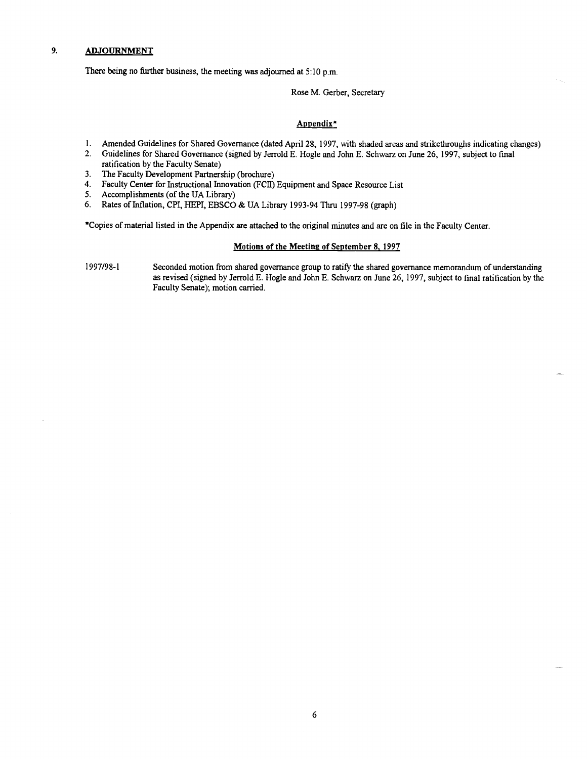## 9. ADJOURNMENT

There being no further business, the meeting was adjourned at 5:10 p.m.

Rose M. Gerber, Secretary

### Appendix*

1. Amended Guidelines for Shared Governance (dated April 28, 1997, with shaded areas and strikethroughs indicating changes)
2. Guidelines for Shared Governance (signed by Jerrold E. Hogle and John E. Schwarz on June 26, 1997, subject to final ratification by the Faculty Senate)
3. The Faculty Development Partnership (brochure)
4. Faculty Center for Instructional Innovation (FCII) Equipment and Space Resource List
5. Accomplishments (of the UA Library)
6. Rates of Inflation, CPI, HEPI, EBSCO & UA Library 1993-94 Thru 1997-98 (graph)

*Copies of material listed in the Appendix are attached to the original minutes and are on file in the Faculty Center.

### Motions of the Meeting of September 8, 1997

1997/98-1 Seconded motion from shared governance group to ratify the shared governance memorandum of understanding as revised (signed by Jerrold E. Hogle and John E. Schwarz on June 26, 1997, subject to final ratification by the Faculty Senate); motion carried.